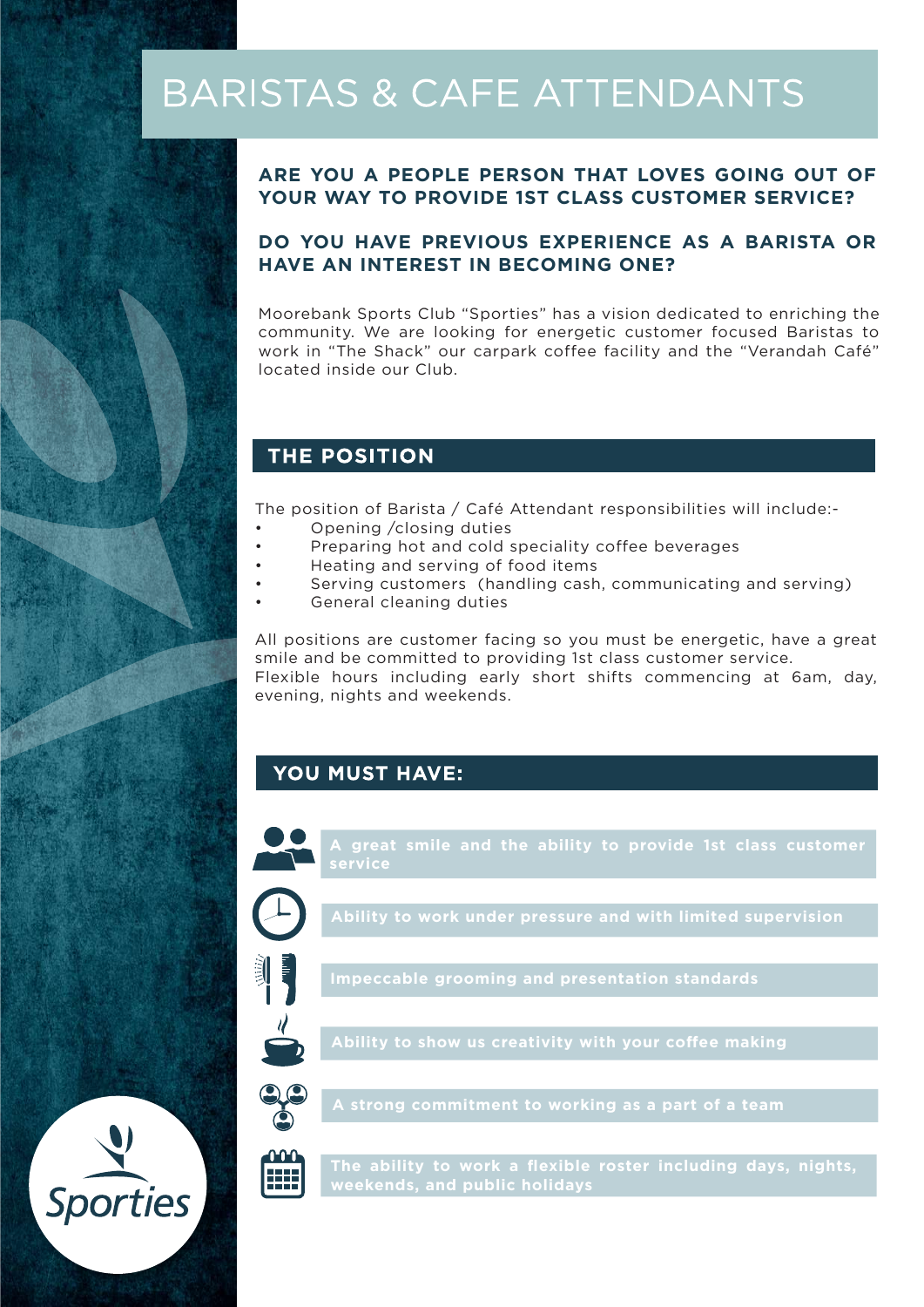# BARISTAS & CAFE ATTENDANTS

**ARE YOU A PEOPLE PERSON THAT LOVES GOING OUT OF YOUR WAY TO PROVIDE 1ST CLASS CUSTOMER SERVICE?**

**DO YOU HAVE PREVIOUS EXPERIENCE AS A BARISTA OR HAVE AN INTEREST IN BECOMING ONE?**

Moorebank Sports Club "Sporties" has a vision dedicated to enriching the community. We are looking for energetic customer focused Baristas to work in "The Shack" our carpark coffee facility and the "Verandah Café" located inside our Club.

## THE POSITION

The position of Barista / Café Attendant responsibilities will include:-

- Opening /closing duties
- Preparing hot and cold speciality coffee beverages
- Heating and serving of food items
- Serving customers (handling cash, communicating and serving)
- General cleaning duties

All positions are customer facing so you must be energetic, have a great smile and be committed to providing 1st class customer service.
Flexible hours including early short shifts commencing at 6am, day, evening, nights and weekends.

## YOU MUST HAVE:

- A great smile and the ability to provide 1st class customer service
- Ability to work under pressure and with limited supervision
- Impeccable grooming and presentation standards
- Ability to show us creativity with your coffee making
- A strong commitment to working as a part of a team
- The ability to work a flexible roster including days, nights, weekends, and public holidays

Sporties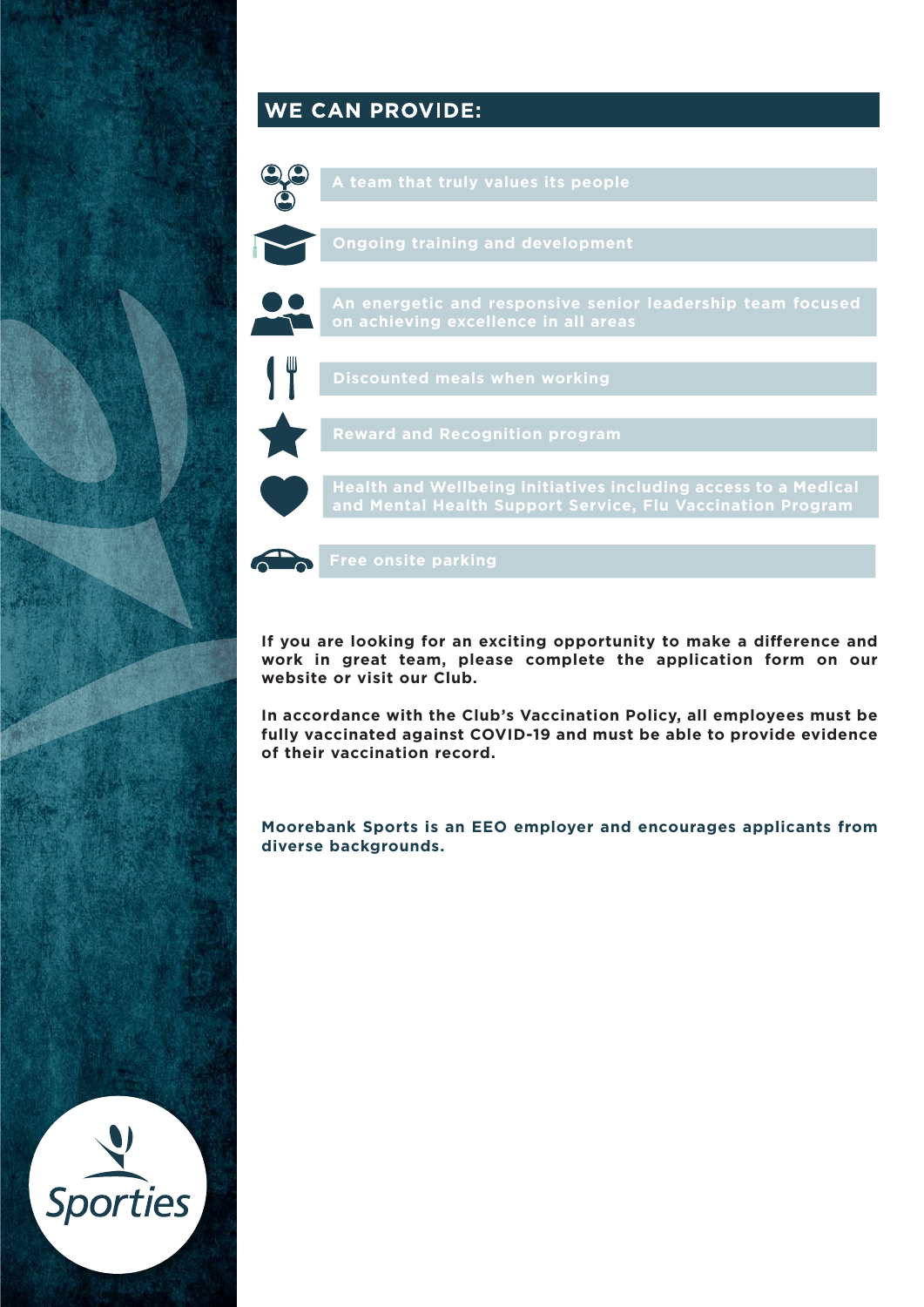## WE CAN PROVIDE:

- A team that truly values its people
- Ongoing training and development
- An energetic and responsive senior leadership team focused on achieving excellence in all areas
- Discounted meals when working
- Reward and Recognition program
- Health and Wellbeing initiatives including access to a Medical and Mental Health Support Service, Flu Vaccination Program
- Free onsite parking

**If you are looking for an exciting opportunity to make a difference and work in great team, please complete the application form on our website or visit our Club.**

**In accordance with the Club's Vaccination Policy, all employees must be fully vaccinated against COVID-19 and must be able to provide evidence of their vaccination record.**

**Moorebank Sports is an EEO employer and encourages applicants from diverse backgrounds.**

Sporties